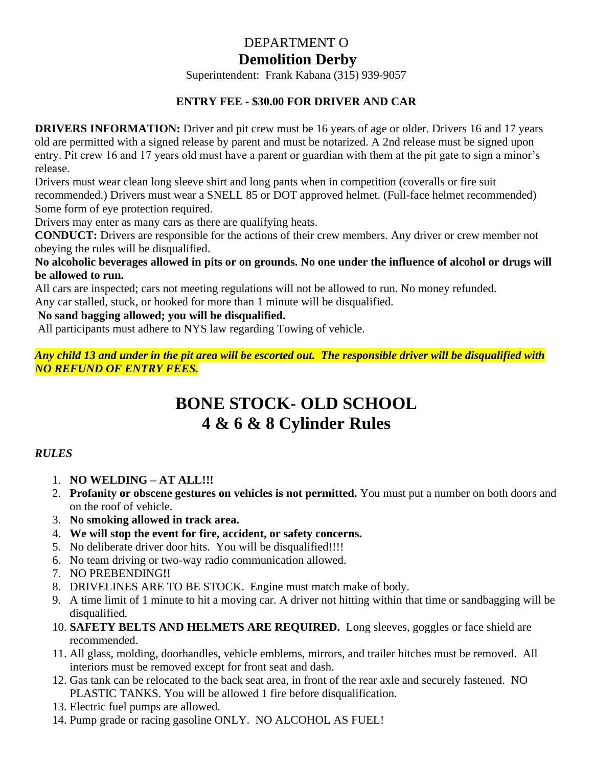# DEPARTMENT O

## Demolition Derby

Superintendent: Frank Kabana (315) 939-9057

**ENTRY FEE - $30.00 FOR DRIVER AND CAR**

**DRIVERS INFORMATION:** Driver and pit crew must be 16 years of age or older. Drivers 16 and 17 years old are permitted with a signed release by parent and must be notarized. A 2nd release must be signed upon entry. Pit crew 16 and 17 years old must have a parent or guardian with them at the pit gate to sign a minor's release.

Drivers must wear clean long sleeve shirt and long pants when in competition (coveralls or fire suit recommended.) Drivers must wear a SNELL 85 or DOT approved helmet. (Full-face helmet recommended) Some form of eye protection required.

Drivers may enter as many cars as there are qualifying heats.

**CONDUCT:** Drivers are responsible for the actions of their crew members. Any driver or crew member not obeying the rules will be disqualified.

**No alcoholic beverages allowed in pits or on grounds. No one under the influence of alcohol or drugs will be allowed to run.**

All cars are inspected; cars not meeting regulations will not be allowed to run. No money refunded.

Any car stalled, stuck, or hooked for more than 1 minute will be disqualified.

**No sand bagging allowed; you will be disqualified.**

All participants must adhere to NYS law regarding Towing of vehicle.

***Any child 13 and under in the pit area will be escorted out. The responsible driver will be disqualified with NO REFUND OF ENTRY FEES.***

# BONE STOCK- OLD SCHOOL
# 4 & 6 & 8 Cylinder Rules

*RULES*

1. **NO WELDING – AT ALL!!!**
2. **Profanity or obscene gestures on vehicles is not permitted.** You must put a number on both doors and on the roof of vehicle.
3. **No smoking allowed in track area.**
4. **We will stop the event for fire, accident, or safety concerns.**
5. No deliberate driver door hits. You will be disqualified!!!!
6. No team driving or two-way radio communication allowed.
7. NO PREBENDING**!!**
8. DRIVELINES ARE TO BE STOCK. Engine must match make of body.
9. A time limit of 1 minute to hit a moving car. A driver not hitting within that time or sandbagging will be disqualified.
10. **SAFETY BELTS AND HELMETS ARE REQUIRED.** Long sleeves, goggles or face shield are recommended.
11. All glass, molding, doorhandles, vehicle emblems, mirrors, and trailer hitches must be removed. All interiors must be removed except for front seat and dash.
12. Gas tank can be relocated to the back seat area, in front of the rear axle and securely fastened. NO PLASTIC TANKS. You will be allowed 1 fire before disqualification.
13. Electric fuel pumps are allowed.
14. Pump grade or racing gasoline ONLY. NO ALCOHOL AS FUEL!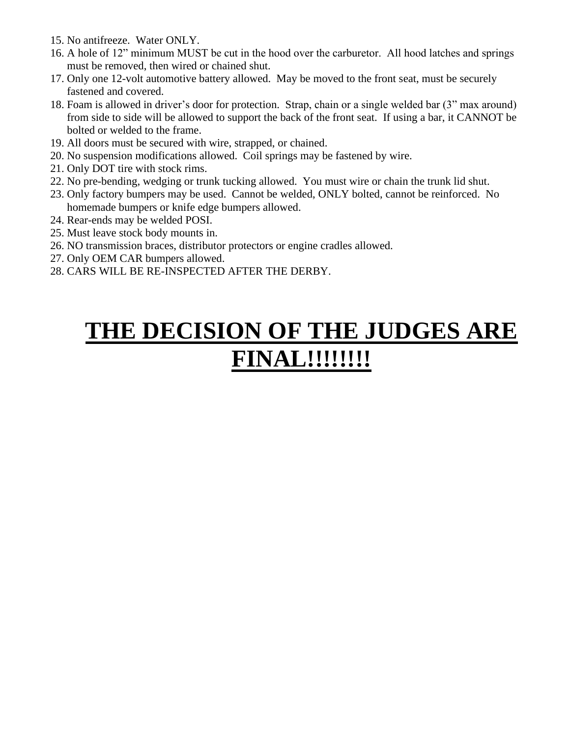15. No antifreeze.  Water ONLY.
16. A hole of 12" minimum MUST be cut in the hood over the carburetor.  All hood latches and springs must be removed, then wired or chained shut.
17. Only one 12-volt automotive battery allowed.  May be moved to the front seat, must be securely fastened and covered.
18. Foam is allowed in driver's door for protection.  Strap, chain or a single welded bar (3" max around) from side to side will be allowed to support the back of the front seat.  If using a bar, it CANNOT be bolted or welded to the frame.
19. All doors must be secured with wire, strapped, or chained.
20. No suspension modifications allowed.  Coil springs may be fastened by wire.
21. Only DOT tire with stock rims.
22. No pre-bending, wedging or trunk tucking allowed.  You must wire or chain the trunk lid shut.
23. Only factory bumpers may be used.  Cannot be welded, ONLY bolted, cannot be reinforced.  No homemade bumpers or knife edge bumpers allowed.
24. Rear-ends may be welded POSI.
25. Must leave stock body mounts in.
26. NO transmission braces, distributor protectors or engine cradles allowed.
27. Only OEM CAR bumpers allowed.
28. CARS WILL BE RE-INSPECTED AFTER THE DERBY.

# **THE DECISION OF THE JUDGES ARE FINAL!!!!!!!!**